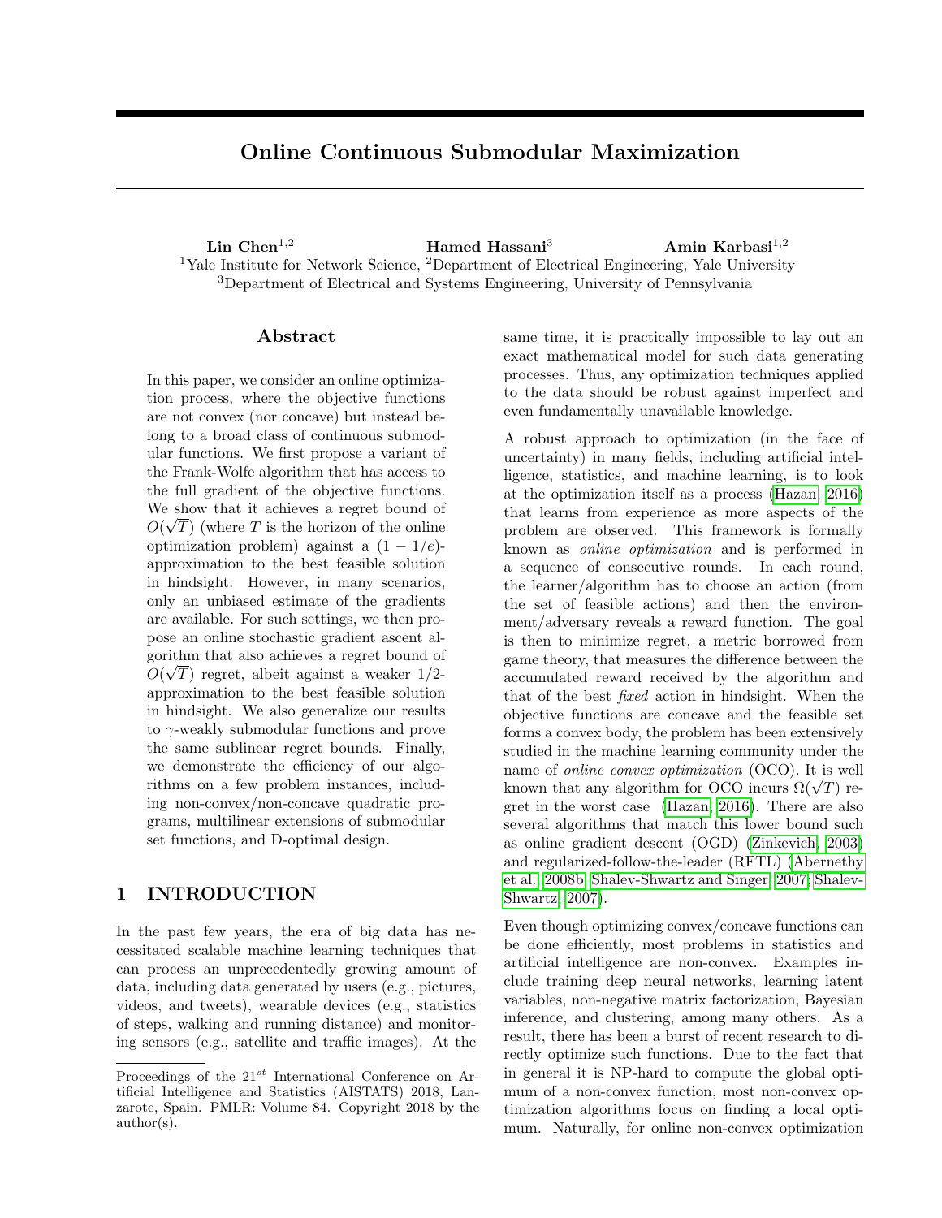# Online Continuous Submodular Maximization

**Lin Chen**[1,2] **Hamed Hassani**[3] **Amin Karbasi**[1,2]

[1]Yale Institute for Network Science, [2]Department of Electrical Engineering, Yale University
[3]Department of Electrical and Systems Engineering, University of Pennsylvania

## Abstract

In this paper, we consider an online optimization process, where the objective functions are not convex (nor concave) but instead belong to a broad class of continuous submodular functions. We first propose a variant of the Frank-Wolfe algorithm that has access to the full gradient of the objective functions. We show that it achieves a regret bound of $O(\sqrt{T})$ (where $T$ is the horizon of the online optimization problem) against a $(1-1/e)$-approximation to the best feasible solution in hindsight. However, in many scenarios, only an unbiased estimate of the gradients are available. For such settings, we then propose an online stochastic gradient ascent algorithm that also achieves a regret bound of $O(\sqrt{T})$ regret, albeit against a weaker 1/2-approximation to the best feasible solution in hindsight. We also generalize our results to $\gamma$-weakly submodular functions and prove the same sublinear regret bounds. Finally, we demonstrate the efficiency of our algorithms on a few problem instances, including non-convex/non-concave quadratic programs, multilinear extensions of submodular set functions, and D-optimal design.

## 1 INTRODUCTION

In the past few years, the era of big data has necessitated scalable machine learning techniques that can process an unprecedentedly growing amount of data, including data generated by users (e.g., pictures, videos, and tweets), wearable devices (e.g., statistics of steps, walking and running distance) and monitoring sensors (e.g., satellite and traffic images). At the same time, it is practically impossible to lay out an exact mathematical model for such data generating processes. Thus, any optimization techniques applied to the data should be robust against imperfect and even fundamentally unavailable knowledge.

A robust approach to optimization (in the face of uncertainty) in many fields, including artificial intelligence, statistics, and machine learning, is to look at the optimization itself as a process (Hazan, 2016) that learns from experience as more aspects of the problem are observed. This framework is formally known as *online optimization* and is performed in a sequence of consecutive rounds. In each round, the learner/algorithm has to choose an action (from the set of feasible actions) and then the environment/adversary reveals a reward function. The goal is then to minimize regret, a metric borrowed from game theory, that measures the difference between the accumulated reward received by the algorithm and that of the best *fixed* action in hindsight. When the objective functions are concave and the feasible set forms a convex body, the problem has been extensively studied in the machine learning community under the name of *online convex optimization* (OCO). It is well known that any algorithm for OCO incurs $\Omega(\sqrt{T})$ regret in the worst case (Hazan, 2016). There are also several algorithms that match this lower bound such as online gradient descent (OGD) (Zinkevich, 2003) and regularized-follow-the-leader (RFTL) (Abernethy et al., 2008b; Shalev-Shwartz and Singer, 2007; Shalev-Shwartz, 2007).

Even though optimizing convex/concave functions can be done efficiently, most problems in statistics and artificial intelligence are non-convex. Examples include training deep neural networks, learning latent variables, non-negative matrix factorization, Bayesian inference, and clustering, among many others. As a result, there has been a burst of recent research to directly optimize such functions. Due to the fact that in general it is NP-hard to compute the global optimum of a non-convex function, most non-convex optimization algorithms focus on finding a local optimum. Naturally, for online non-convex optimization

Proceedings of the 21[st] International Conference on Artificial Intelligence and Statistics (AISTATS) 2018, Lanzarote, Spain. PMLR: Volume 84. Copyright 2018 by the author(s).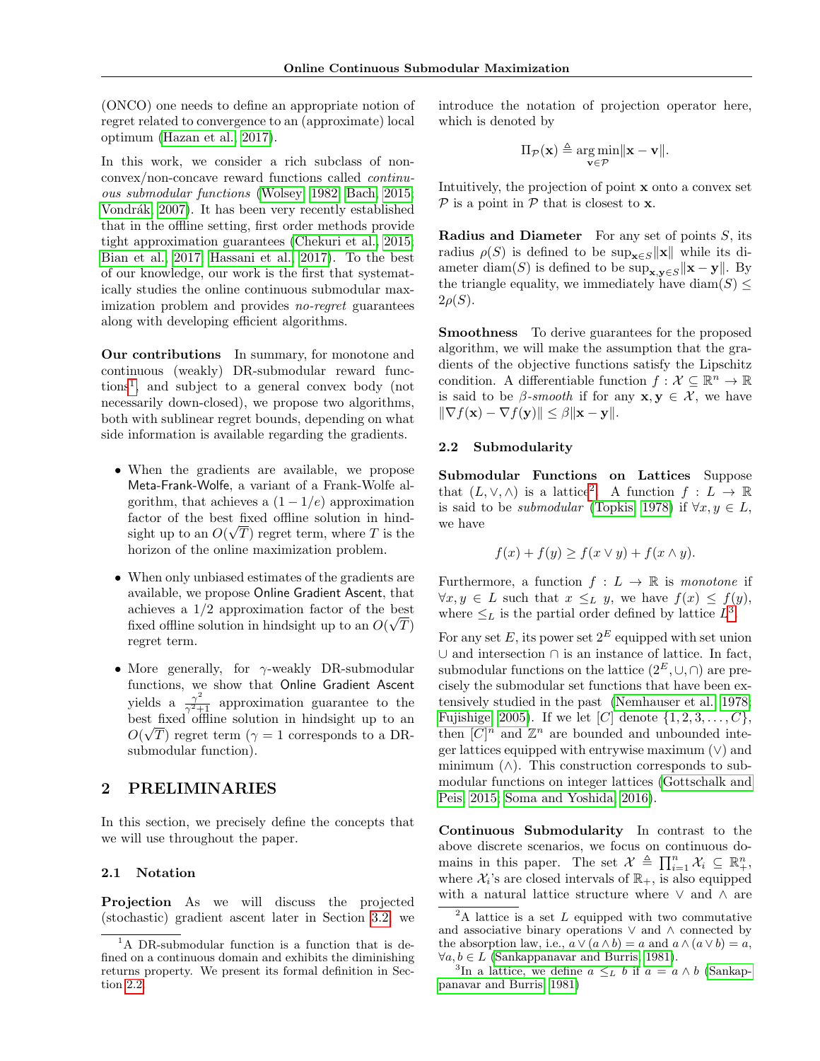(ONCO) one needs to define an appropriate notion of regret related to convergence to an (approximate) local optimum (Hazan et al., 2017).

In this work, we consider a rich subclass of non-convex/non-concave reward functions called *continuous submodular functions* (Wolsey, 1982; Bach, 2015; Vondrák, 2007). It has been very recently established that in the offline setting, first order methods provide tight approximation guarantees (Chekuri et al., 2015; Bian et al., 2017; Hassani et al., 2017). To the best of our knowledge, our work is the first that systematically studies the online continuous submodular maximization problem and provides *no-regret* guarantees along with developing efficient algorithms.

**Our contributions** In summary, for monotone and continuous (weakly) DR-submodular reward functions[1], and subject to a general convex body (not necessarily down-closed), we propose two algorithms, both with sublinear regret bounds, depending on what side information is available regarding the gradients.

- When the gradients are available, we propose Meta-Frank-Wolfe, a variant of a Frank-Wolfe algorithm, that achieves a $(1-1/e)$ approximation factor of the best fixed offline solution in hindsight up to an $O(\sqrt{T})$ regret term, where $T$ is the horizon of the online maximization problem.
- When only unbiased estimates of the gradients are available, we propose Online Gradient Ascent, that achieves a $1/2$ approximation factor of the best fixed offline solution in hindsight up to an $O(\sqrt{T})$ regret term.
- More generally, for $\gamma$-weakly DR-submodular functions, we show that Online Gradient Ascent yields a $\frac{\gamma^2}{\gamma^2+1}$ approximation guarantee to the best fixed offline solution in hindsight up to an $O(\sqrt{T})$ regret term ($\gamma = 1$ corresponds to a DR-submodular function).

## 2 PRELIMINARIES

In this section, we precisely define the concepts that we will use throughout the paper.

### 2.1 Notation

**Projection** As we will discuss the projected (stochastic) gradient ascent later in Section 3.2, we introduce the notation of projection operator here, which is denoted by

$$\Pi_{\mathcal{P}}(\mathbf{x}) \triangleq \arg\min_{\mathbf{v}\in\mathcal{P}} \|\mathbf{x}-\mathbf{v}\|.$$

Intuitively, the projection of point $\mathbf{x}$ onto a convex set $\mathcal{P}$ is a point in $\mathcal{P}$ that is closest to $\mathbf{x}$.

**Radius and Diameter** For any set of points $S$, its radius $\rho(S)$ is defined to be $\sup_{\mathbf{x}\in S}\|\mathbf{x}\|$ while its diameter $\text{diam}(S)$ is defined to be $\sup_{\mathbf{x},\mathbf{y}\in S}\|\mathbf{x}-\mathbf{y}\|$. By the triangle equality, we immediately have $\text{diam}(S) \le 2\rho(S)$.

**Smoothness** To derive guarantees for the proposed algorithm, we will make the assumption that the gradients of the objective functions satisfy the Lipschitz condition. A differentiable function $f: \mathcal{X} \subseteq \mathbb{R}^n \to \mathbb{R}$ is said to be $\beta$*-smooth* if for any $\mathbf{x}, \mathbf{y} \in \mathcal{X}$, we have $\|\nabla f(\mathbf{x}) - \nabla f(\mathbf{y})\| \le \beta\|\mathbf{x}-\mathbf{y}\|$.

### 2.2 Submodularity

**Submodular Functions on Lattices** Suppose that $(L, \vee, \wedge)$ is a lattice[2]. A function $f: L \to \mathbb{R}$ is said to be *submodular* (Topkis, 1978) if $\forall x, y \in L$, we have

$$f(x) + f(y) \ge f(x \vee y) + f(x \wedge y).$$

Furthermore, a function $f: L \to \mathbb{R}$ is *monotone* if $\forall x, y \in L$ such that $x \le_L y$, we have $f(x) \le f(y)$, where $\le_L$ is the partial order defined by lattice $L$[3].

For any set $E$, its power set $2^E$ equipped with set union $\cup$ and intersection $\cap$ is an instance of lattice. In fact, submodular functions on the lattice $(2^E, \cup, \cap)$ are precisely the submodular set functions that have been extensively studied in the past (Nemhauser et al., 1978; Fujishige, 2005). If we let $[C]$ denote $\{1, 2, 3, \ldots, C\}$, then $[C]^n$ and $\mathbb{Z}^n$ are bounded and unbounded integer lattices equipped with entrywise maximum ($\vee$) and minimum ($\wedge$). This construction corresponds to submodular functions on integer lattices (Gottschalk and Peis, 2015; Soma and Yoshida, 2016).

**Continuous Submodularity** In contrast to the above discrete scenarios, we focus on continuous domains in this paper. The set $\mathcal{X} \triangleq \prod_{i=1}^n \mathcal{X}_i \subseteq \mathbb{R}_+^n$, where $\mathcal{X}_i$'s are closed intervals of $\mathbb{R}_+$, is also equipped with a natural lattice structure where $\vee$ and $\wedge$ are

---

[1] A DR-submodular function is a function that is defined on a continuous domain and exhibits the diminishing returns property. We present its formal definition in Section 2.2.

[2] A lattice is a set $L$ equipped with two commutative and associative binary operations $\vee$ and $\wedge$ connected by the absorption law, i.e., $a \vee (a \wedge b) = a$ and $a \wedge (a \vee b) = a$, $\forall a, b \in L$ (Sankappanavar and Burris, 1981).

[3] In a lattice, we define $a \le_L b$ if $a = a \wedge b$ (Sankappanavar and Burris, 1981)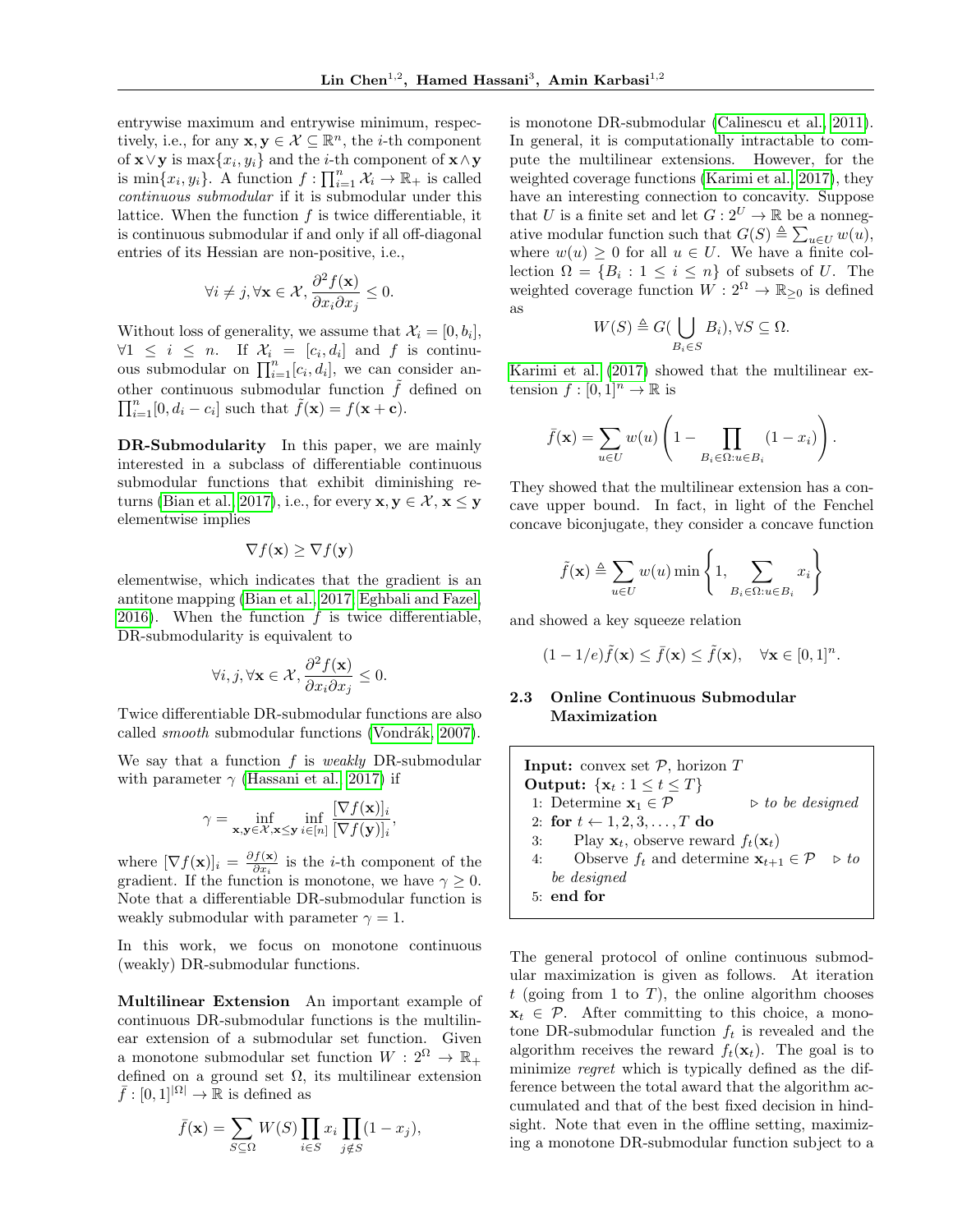entrywise maximum and entrywise minimum, respectively, i.e., for any $\mathbf{x}, \mathbf{y} \in \mathcal{X} \subseteq \mathbb{R}^n$, the $i$-th component of $\mathbf{x} \vee \mathbf{y}$ is $\max\{x_i, y_i\}$ and the $i$-th component of $\mathbf{x} \wedge \mathbf{y}$ is $\min\{x_i, y_i\}$. A function $f : \prod_{i=1}^n \mathcal{X}_i \to \mathbb{R}_+$ is called *continuous submodular* if it is submodular under this lattice. When the function $f$ is twice differentiable, it is continuous submodular if and only if all off-diagonal entries of its Hessian are non-positive, i.e.,

$$\forall i \neq j, \forall \mathbf{x} \in \mathcal{X}, \frac{\partial^2 f(\mathbf{x})}{\partial x_i \partial x_j} \leq 0.$$

Without loss of generality, we assume that $\mathcal{X}_i = [0, b_i]$, $\forall 1 \leq i \leq n$. If $\mathcal{X}_i = [c_i, d_i]$ and $f$ is continuous submodular on $\prod_{i=1}^n [c_i, d_i]$, we can consider another continuous submodular function $\tilde{f}$ defined on $\prod_{i=1}^n [0, d_i - c_i]$ such that $\tilde{f}(\mathbf{x}) = f(\mathbf{x} + \mathbf{c})$.

**DR-Submodularity** In this paper, we are mainly interested in a subclass of differentiable continuous submodular functions that exhibit diminishing returns (Bian et al., 2017), i.e., for every $\mathbf{x}, \mathbf{y} \in \mathcal{X}$, $\mathbf{x} \leq \mathbf{y}$ elementwise implies

$$\nabla f(\mathbf{x}) \geq \nabla f(\mathbf{y})$$

elementwise, which indicates that the gradient is an antitone mapping (Bian et al., 2017; Eghbali and Fazel, 2016). When the function $f$ is twice differentiable, DR-submodularity is equivalent to

$$\forall i, j, \forall \mathbf{x} \in \mathcal{X}, \frac{\partial^2 f(\mathbf{x})}{\partial x_i \partial x_j} \leq 0.$$

Twice differentiable DR-submodular functions are also called *smooth* submodular functions (Vondrák, 2007).

We say that a function $f$ is *weakly* DR-submodular with parameter $\gamma$ (Hassani et al., 2017) if

$$\gamma = \inf_{\mathbf{x}, \mathbf{y} \in \mathcal{X}, \mathbf{x} \leq \mathbf{y}} \inf_{i \in [n]} \frac{[\nabla f(\mathbf{x})]_i}{[\nabla f(\mathbf{y})]_i},$$

where $[\nabla f(\mathbf{x})]_i = \frac{\partial f(\mathbf{x})}{\partial x_i}$ is the $i$-th component of the gradient. If the function is monotone, we have $\gamma \geq 0$. Note that a differentiable DR-submodular function is weakly submodular with parameter $\gamma = 1$.

In this work, we focus on monotone continuous (weakly) DR-submodular functions.

**Multilinear Extension** An important example of continuous DR-submodular functions is the multilinear extension of a submodular set function. Given a monotone submodular set function $W : 2^\Omega \to \mathbb{R}_+$ defined on a ground set $\Omega$, its multilinear extension $\bar{f} : [0,1]^{|\Omega|} \to \mathbb{R}$ is defined as

$$\bar{f}(\mathbf{x}) = \sum_{S \subseteq \Omega} W(S) \prod_{i \in S} x_i \prod_{j \notin S} (1 - x_j),$$

is monotone DR-submodular (Calinescu et al., 2011). In general, it is computationally intractable to compute the multilinear extensions. However, for the weighted coverage functions (Karimi et al., 2017), they have an interesting connection to concavity. Suppose that $U$ is a finite set and let $G : 2^U \to \mathbb{R}$ be a nonnegative modular function such that $G(S) \triangleq \sum_{u \in U} w(u)$, where $w(u) \geq 0$ for all $u \in U$. We have a finite collection $\Omega = \{B_i : 1 \leq i \leq n\}$ of subsets of $U$. The weighted coverage function $W : 2^\Omega \to \mathbb{R}_{\geq 0}$ is defined as

$$W(S) \triangleq G(\bigcup_{B_i \in S} B_i), \forall S \subseteq \Omega.$$

Karimi et al. (2017) showed that the multilinear extension $f : [0,1]^n \to \mathbb{R}$ is

$$\bar{f}(\mathbf{x}) = \sum_{u \in U} w(u) \left( 1 - \prod_{B_i \in \Omega : u \in B_i} (1 - x_i) \right).$$

They showed that the multilinear extension has a concave upper bound. In fact, in light of the Fenchel concave biconjugate, they consider a concave function

$$\tilde{f}(\mathbf{x}) \triangleq \sum_{u \in U} w(u) \min \left\{ 1, \sum_{B_i \in \Omega : u \in B_i} x_i \right\}$$

and showed a key squeeze relation

$$(1 - 1/e)\tilde{f}(\mathbf{x}) \leq \bar{f}(\mathbf{x}) \leq \tilde{f}(\mathbf{x}), \quad \forall \mathbf{x} \in [0,1]^n.$$

### 2.3 Online Continuous Submodular Maximization

**Input:** convex set $\mathcal{P}$, horizon $T$
**Output:** $\{\mathbf{x}_t : 1 \leq t \leq T\}$

1: Determine $\mathbf{x}_1 \in \mathcal{P}$ ▷ *to be designed*
2: **for** $t \leftarrow 1, 2, 3, \ldots, T$ **do**
3: Play $\mathbf{x}_t$, observe reward $f_t(\mathbf{x}_t)$
4: Observe $f_t$ and determine $\mathbf{x}_{t+1} \in \mathcal{P}$ ▷ *to be designed*
5: **end for**

The general protocol of online continuous submodular maximization is given as follows. At iteration $t$ (going from 1 to $T$), the online algorithm chooses $\mathbf{x}_t \in \mathcal{P}$. After committing to this choice, a monotone DR-submodular function $f_t$ is revealed and the algorithm receives the reward $f_t(\mathbf{x}_t)$. The goal is to minimize *regret* which is typically defined as the difference between the total award that the algorithm accumulated and that of the best fixed decision in hindsight. Note that even in the offline setting, maximizing a monotone DR-submodular function subject to a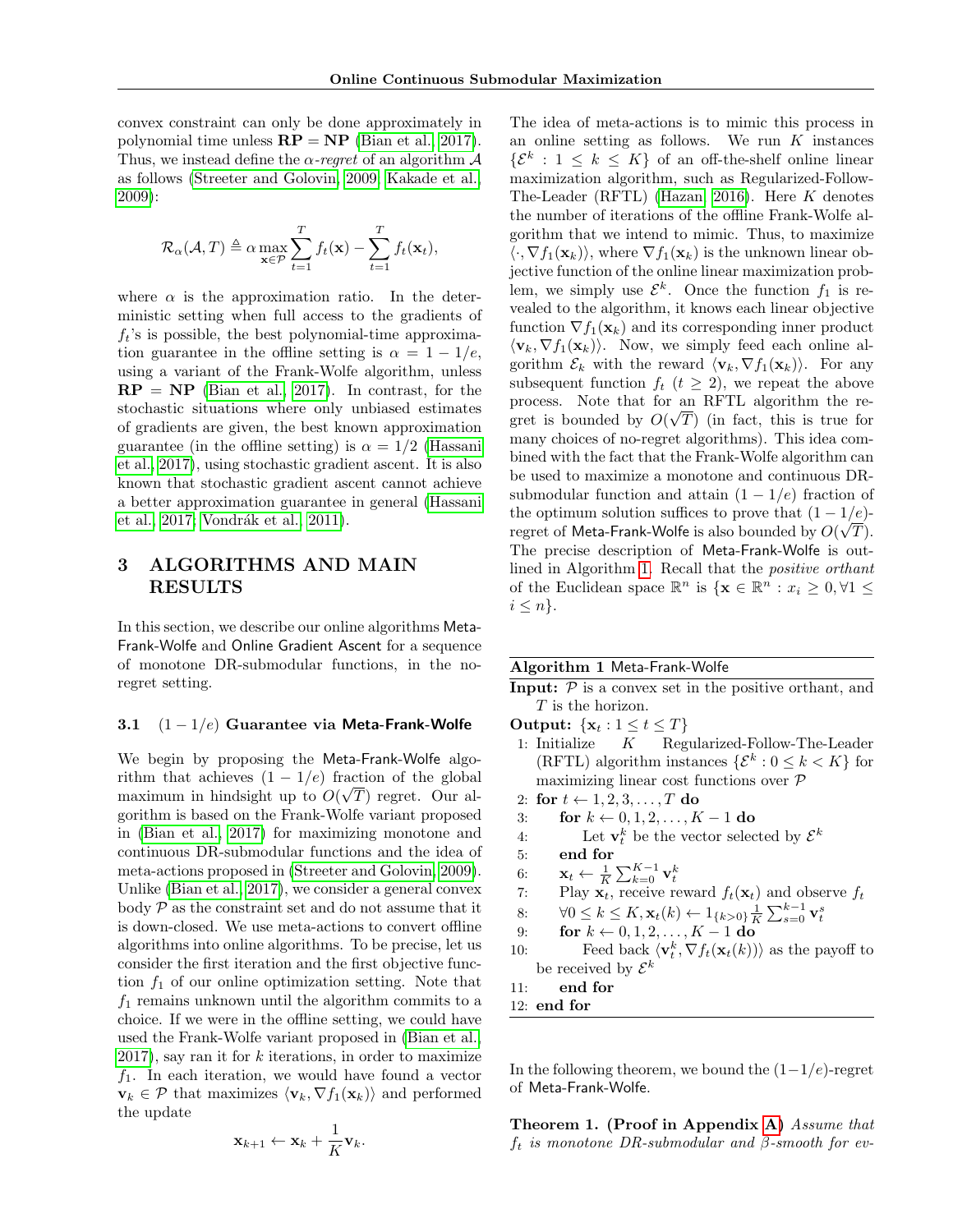convex constraint can only be done approximately in polynomial time unless $\mathbf{RP} = \mathbf{NP}$ (Bian et al., 2017). Thus, we instead define the *$\alpha$-regret* of an algorithm $\mathcal{A}$ as follows (Streeter and Golovin, 2009; Kakade et al., 2009):

$$\mathcal{R}_\alpha(\mathcal{A}, T) \triangleq \alpha \max_{\mathbf{x}\in\mathcal{P}} \sum_{t=1}^{T} f_t(\mathbf{x}) - \sum_{t=1}^{T} f_t(\mathbf{x}_t),$$

where $\alpha$ is the approximation ratio. In the deterministic setting when full access to the gradients of $f_t$'s is possible, the best polynomial-time approximation guarantee in the offline setting is $\alpha = 1 - 1/e$, using a variant of the Frank-Wolfe algorithm, unless $\mathbf{RP} = \mathbf{NP}$ (Bian et al., 2017). In contrast, for the stochastic situations where only unbiased estimates of gradients are given, the best known approximation guarantee (in the offline setting) is $\alpha = 1/2$ (Hassani et al., 2017), using stochastic gradient ascent. It is also known that stochastic gradient ascent cannot achieve a better approximation guarantee in general (Hassani et al., 2017; Vondrák et al., 2011).

# 3 ALGORITHMS AND MAIN RESULTS

In this section, we describe our online algorithms Meta-Frank-Wolfe and Online Gradient Ascent for a sequence of monotone DR-submodular functions, in the no-regret setting.

## 3.1 $(1 - 1/e)$ Guarantee via Meta-Frank-Wolfe

We begin by proposing the Meta-Frank-Wolfe algorithm that achieves $(1 - 1/e)$ fraction of the global maximum in hindsight up to $O(\sqrt{T})$ regret. Our algorithm is based on the Frank-Wolfe variant proposed in (Bian et al., 2017) for maximizing monotone and continuous DR-submodular functions and the idea of meta-actions proposed in (Streeter and Golovin, 2009). Unlike (Bian et al., 2017), we consider a general convex body $\mathcal{P}$ as the constraint set and do not assume that it is down-closed. We use meta-actions to convert offline algorithms into online algorithms. To be precise, let us consider the first iteration and the first objective function $f_1$ of our online optimization setting. Note that $f_1$ remains unknown until the algorithm commits to a choice. If we were in the offline setting, we could have used the Frank-Wolfe variant proposed in (Bian et al., 2017), say ran it for $k$ iterations, in order to maximize $f_1$. In each iteration, we would have found a vector $\mathbf{v}_k \in \mathcal{P}$ that maximizes $\langle \mathbf{v}_k, \nabla f_1(\mathbf{x}_k)\rangle$ and performed the update

$$\mathbf{x}_{k+1} \leftarrow \mathbf{x}_k + \frac{1}{K}\mathbf{v}_k.$$

The idea of meta-actions is to mimic this process in an online setting as follows. We run $K$ instances $\{\mathcal{E}^k : 1 \le k \le K\}$ of an off-the-shelf online linear maximization algorithm, such as Regularized-Follow-The-Leader (RFTL) (Hazan, 2016). Here $K$ denotes the number of iterations of the offline Frank-Wolfe algorithm that we intend to mimic. Thus, to maximize $\langle \cdot, \nabla f_1(\mathbf{x}_k)\rangle$, where $\nabla f_1(\mathbf{x}_k)$ is the unknown linear objective function of the online linear maximization problem, we simply use $\mathcal{E}^k$. Once the function $f_1$ is revealed to the algorithm, it knows each linear objective function $\nabla f_1(\mathbf{x}_k)$ and its corresponding inner product $\langle \mathbf{v}_k, \nabla f_1(\mathbf{x}_k)\rangle$. Now, we simply feed each online algorithm $\mathcal{E}_k$ with the reward $\langle \mathbf{v}_k, \nabla f_1(\mathbf{x}_k)\rangle$. For any subsequent function $f_t$ ($t \ge 2$), we repeat the above process. Note that for an RFTL algorithm the regret is bounded by $O(\sqrt{T})$ (in fact, this is true for many choices of no-regret algorithms). This idea combined with the fact that the Frank-Wolfe algorithm can be used to maximize a monotone and continuous DR-submodular function and attain $(1 - 1/e)$ fraction of the optimum solution suffices to prove that $(1 - 1/e)$-regret of Meta-Frank-Wolfe is also bounded by $O(\sqrt{T})$. The precise description of Meta-Frank-Wolfe is outlined in Algorithm 1. Recall that the *positive orthant* of the Euclidean space $\mathbb{R}^n$ is $\{\mathbf{x} \in \mathbb{R}^n : x_i \ge 0, \forall 1 \le i \le n\}$.

**Algorithm 1** Meta-Frank-Wolfe

**Input:** $\mathcal{P}$ is a convex set in the positive orthant, and $T$ is the horizon.
**Output:** $\{\mathbf{x}_t : 1 \le t \le T\}$

1: Initialize $K$ Regularized-Follow-The-Leader (RFTL) algorithm instances $\{\mathcal{E}^k : 0 \le k < K\}$ for maximizing linear cost functions over $\mathcal{P}$
2: **for** $t \leftarrow 1, 2, 3, \ldots, T$ **do**
3: &nbsp;&nbsp;&nbsp;&nbsp;**for** $k \leftarrow 0, 1, 2, \ldots, K-1$ **do**
4: &nbsp;&nbsp;&nbsp;&nbsp;&nbsp;&nbsp;&nbsp;&nbsp;Let $\mathbf{v}_t^k$ be the vector selected by $\mathcal{E}^k$
5: &nbsp;&nbsp;&nbsp;&nbsp;**end for**
6: &nbsp;&nbsp;&nbsp;&nbsp;$\mathbf{x}_t \leftarrow \frac{1}{K}\sum_{k=0}^{K-1} \mathbf{v}_t^k$
7: &nbsp;&nbsp;&nbsp;&nbsp;Play $\mathbf{x}_t$, receive reward $f_t(\mathbf{x}_t)$ and observe $f_t$
8: &nbsp;&nbsp;&nbsp;&nbsp;$\forall 0 \le k \le K, \mathbf{x}_t(k) \leftarrow 1_{\{k>0\}}\frac{1}{K}\sum_{s=0}^{k-1}\mathbf{v}_t^s$
9: &nbsp;&nbsp;&nbsp;&nbsp;**for** $k \leftarrow 0, 1, 2, \ldots, K-1$ **do**
10: &nbsp;&nbsp;&nbsp;&nbsp;&nbsp;&nbsp;&nbsp;&nbsp;Feed back $\langle \mathbf{v}_t^k, \nabla f_t(\mathbf{x}_t(k))\rangle$ as the payoff to be received by $\mathcal{E}^k$
11: &nbsp;&nbsp;&nbsp;&nbsp;**end for**
12: **end for**

In the following theorem, we bound the $(1-1/e)$-regret of Meta-Frank-Wolfe.

**Theorem 1. (Proof in Appendix A)** *Assume that $f_t$ is monotone DR-submodular and $\beta$-smooth for ev-*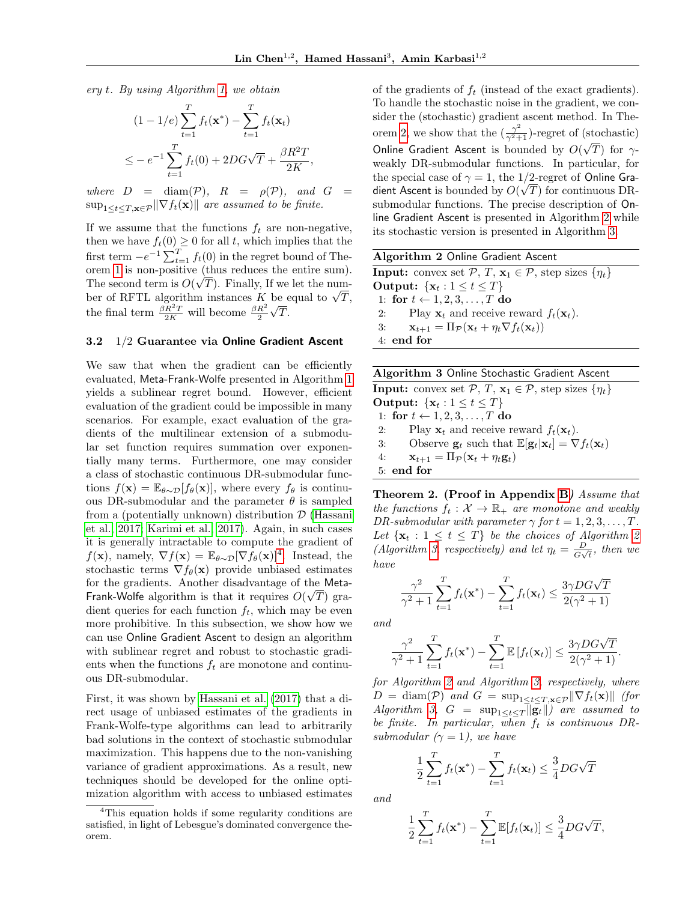*ery t. By using Algorithm 1, we obtain*

$$(1-1/e)\sum_{t=1}^T f_t(\mathbf{x}^*) - \sum_{t=1}^T f_t(\mathbf{x}_t)$$
$$\leq -e^{-1}\sum_{t=1}^T f_t(0) + 2DG\sqrt{T} + \frac{\beta R^2 T}{2K},$$

*where $D = \operatorname{diam}(\mathcal{P})$, $R = \rho(\mathcal{P})$, and $G = \sup_{1\leq t\leq T, \mathbf{x}\in\mathcal{P}}\|\nabla f_t(\mathbf{x})\|$ are assumed to be finite.*

If we assume that the functions $f_t$ are non-negative, then we have $f_t(0) \geq 0$ for all $t$, which implies that the first term $-e^{-1}\sum_{t=1}^T f_t(0)$ in the regret bound of Theorem 1 is non-positive (thus reduces the entire sum). The second term is $O(\sqrt{T})$. Finally, If we let the number of RFTL algorithm instances $K$ be equal to $\sqrt{T}$, the final term $\frac{\beta R^2 T}{2K}$ will become $\frac{\beta R^2}{2}\sqrt{T}$.

### 3.2 1/2 Guarantee via Online Gradient Ascent

We saw that when the gradient can be efficiently evaluated, Meta-Frank-Wolfe presented in Algorithm 1 yields a sublinear regret bound. However, efficient evaluation of the gradient could be impossible in many scenarios. For example, exact evaluation of the gradients of the multilinear extension of a submodular set function requires summation over exponentially many terms. Furthermore, one may consider a class of stochastic continuous DR-submodular functions $f(\mathbf{x}) = \mathbb{E}_{\theta\sim\mathcal{D}}[f_\theta(\mathbf{x})]$, where every $f_\theta$ is continuous DR-submodular and the parameter $\theta$ is sampled from a (potentially unknown) distribution $\mathcal{D}$ (Hassani et al., 2017; Karimi et al., 2017). Again, in such cases it is generally intractable to compute the gradient of $f(\mathbf{x})$, namely, $\nabla f(\mathbf{x}) = \mathbb{E}_{\theta\sim\mathcal{D}}[\nabla f_\theta(\mathbf{x})]$[4]. Instead, the stochastic terms $\nabla f_\theta(\mathbf{x})$ provide unbiased estimates for the gradients. Another disadvantage of the Meta-Frank-Wolfe algorithm is that it requires $O(\sqrt{T})$ gradient queries for each function $f_t$, which may be even more prohibitive. In this subsection, we show how we can use Online Gradient Ascent to design an algorithm with sublinear regret and robust to stochastic gradients when the functions $f_t$ are monotone and continuous DR-submodular.

First, it was shown by Hassani et al. (2017) that a direct usage of unbiased estimates of the gradients in Frank-Wolfe-type algorithms can lead to arbitrarily bad solutions in the context of stochastic submodular maximization. This happens due to the non-vanishing variance of gradient approximations. As a result, new techniques should be developed for the online optimization algorithm with access to unbiased estimates of the gradients of $f_t$ (instead of the exact gradients). To handle the stochastic noise in the gradient, we consider the (stochastic) gradient ascent method. In Theorem 2, we show that the $(\frac{\gamma^2}{\gamma^2+1})$-regret of (stochastic) Online Gradient Ascent is bounded by $O(\sqrt{T})$ for $\gamma$-weakly DR-submodular functions. In particular, for the special case of $\gamma = 1$, the 1/2-regret of Online Gradient Ascent is bounded by $O(\sqrt{T})$ for continuous DR-submodular functions. The precise description of Online Gradient Ascent is presented in Algorithm 2 while its stochastic version is presented in Algorithm 3.

[4] This equation holds if some regularity conditions are satisfied, in light of Lebesgue's dominated convergence theorem.

**Algorithm 2** Online Gradient Ascent

```
Input: convex set P, T, x_1 ∈ P, step sizes {η_t}
Output: {x_t : 1 ≤ t ≤ T}
1: for t ← 1, 2, 3, ..., T do
2:     Play x_t and receive reward f_t(x_t).
3:     x_{t+1} = Π_P(x_t + η_t ∇f_t(x_t))
4: end for
```

**Algorithm 3** Online Stochastic Gradient Ascent

```
Input: convex set P, T, x_1 ∈ P, step sizes {η_t}
Output: {x_t : 1 ≤ t ≤ T}
1: for t ← 1, 2, 3, ..., T do
2:     Play x_t and receive reward f_t(x_t).
3:     Observe g_t such that E[g_t | x_t] = ∇f_t(x_t)
4:     x_{t+1} = Π_P(x_t + η_t g_t)
5: end for
```

**Theorem 2. (Proof in Appendix B)** *Assume that the functions $f_t : \mathcal{X} \to \mathbb{R}_+$ are monotone and weakly DR-submodular with parameter $\gamma$ for $t = 1, 2, 3, \ldots, T$. Let $\{\mathbf{x}_t : 1 \leq t \leq T\}$ be the choices of Algorithm 2 (Algorithm 3, respectively) and let $\eta_t = \frac{D}{G\sqrt{t}}$, then we have*

$$\frac{\gamma^2}{\gamma^2+1}\sum_{t=1}^T f_t(\mathbf{x}^*) - \sum_{t=1}^T f_t(\mathbf{x}_t) \leq \frac{3\gamma DG\sqrt{T}}{2(\gamma^2+1)}$$

*and*

$$\frac{\gamma^2}{\gamma^2+1}\sum_{t=1}^T f_t(\mathbf{x}^*) - \sum_{t=1}^T \mathbb{E}\left[f_t(\mathbf{x}_t)\right] \leq \frac{3\gamma DG\sqrt{T}}{2(\gamma^2+1)}.$$

*for Algorithm 2 and Algorithm 3, respectively, where $D = \operatorname{diam}(\mathcal{P})$ and $G = \sup_{1\leq t\leq T, \mathbf{x}\in\mathcal{P}}\|\nabla f_t(\mathbf{x})\|$ (for Algorithm 3, $G = \sup_{1\leq t\leq T}\|\mathbf{g}_t\|$) are assumed to be finite. In particular, when $f_t$ is continuous DR-submodular ($\gamma = 1$), we have*

$$\frac{1}{2}\sum_{t=1}^T f_t(\mathbf{x}^*) - \sum_{t=1}^T f_t(\mathbf{x}_t) \leq \frac{3}{4}DG\sqrt{T}$$

*and*

$$\frac{1}{2}\sum_{t=1}^T f_t(\mathbf{x}^*) - \sum_{t=1}^T \mathbb{E}[f_t(\mathbf{x}_t)] \leq \frac{3}{4}DG\sqrt{T},$$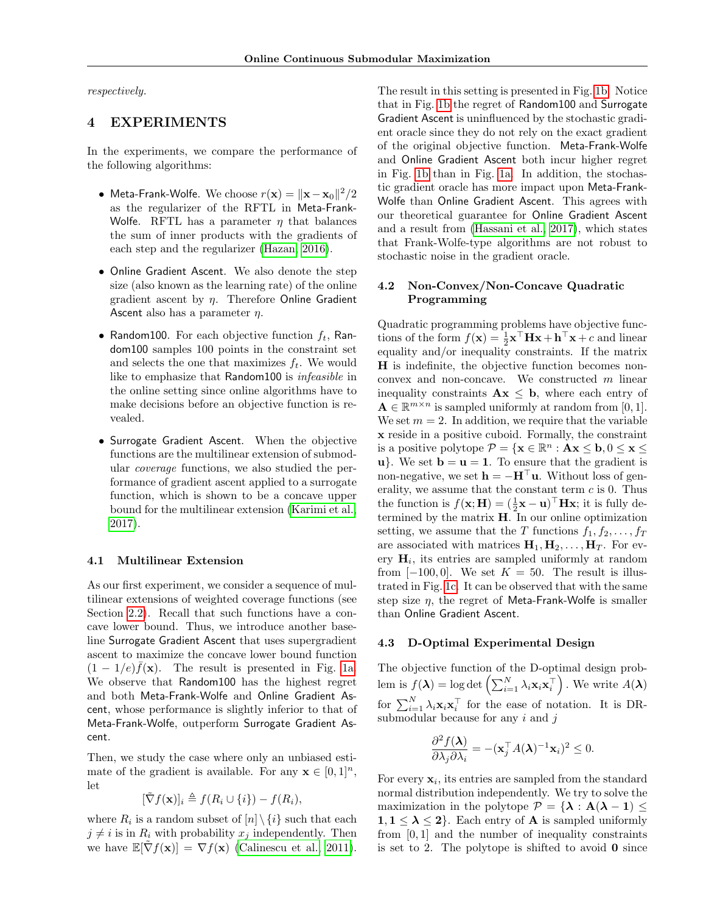*respectively.*

## 4 EXPERIMENTS

In the experiments, we compare the performance of the following algorithms:

- Meta-Frank-Wolfe. We choose $r(\mathbf{x}) = \|\mathbf{x} - \mathbf{x}_0\|^2/2$ as the regularizer of the RFTL in Meta-Frank-Wolfe. RFTL has a parameter $\eta$ that balances the sum of inner products with the gradients of each step and the regularizer (Hazan, 2016).
- Online Gradient Ascent. We also denote the step size (also known as the learning rate) of the online gradient ascent by $\eta$. Therefore Online Gradient Ascent also has a parameter $\eta$.
- Random100. For each objective function $f_t$, Random100 samples 100 points in the constraint set and selects the one that maximizes $f_t$. We would like to emphasize that Random100 is *infeasible* in the online setting since online algorithms have to make decisions before an objective function is revealed.
- Surrogate Gradient Ascent. When the objective functions are the multilinear extension of submodular *coverage* functions, we also studied the performance of gradient ascent applied to a surrogate function, which is shown to be a concave upper bound for the multilinear extension (Karimi et al., 2017).

### 4.1 Multilinear Extension

As our first experiment, we consider a sequence of multilinear extensions of weighted coverage functions (see Section 2.2). Recall that such functions have a concave lower bound. Thus, we introduce another baseline Surrogate Gradient Ascent that uses supergradient ascent to maximize the concave lower bound function $(1 - 1/e)\bar{f}(\mathbf{x})$. The result is presented in Fig. 1a. We observe that Random100 has the highest regret and both Meta-Frank-Wolfe and Online Gradient Ascent, whose performance is slightly inferior to that of Meta-Frank-Wolfe, outperform Surrogate Gradient Ascent.

Then, we study the case where only an unbiased estimate of the gradient is available. For any $\mathbf{x} \in [0,1]^n$, let

$$[\tilde{\nabla} f(\mathbf{x})]_i \triangleq f(R_i \cup \{i\}) - f(R_i),$$

where $R_i$ is a random subset of $[n] \setminus \{i\}$ such that each $j \neq i$ is in $R_i$ with probability $x_j$ independently. Then we have $\mathbb{E}[\tilde{\nabla} f(\mathbf{x})] = \nabla f(\mathbf{x})$ (Calinescu et al., 2011). The result in this setting is presented in Fig. 1b. Notice that in Fig. 1b the regret of Random100 and Surrogate Gradient Ascent is uninfluenced by the stochastic gradient oracle since they do not rely on the exact gradient of the original objective function. Meta-Frank-Wolfe and Online Gradient Ascent both incur higher regret in Fig. 1b than in Fig. 1a. In addition, the stochastic gradient oracle has more impact upon Meta-Frank-Wolfe than Online Gradient Ascent. This agrees with our theoretical guarantee for Online Gradient Ascent and a result from (Hassani et al., 2017), which states that Frank-Wolfe-type algorithms are not robust to stochastic noise in the gradient oracle.

### 4.2 Non-Convex/Non-Concave Quadratic Programming

Quadratic programming problems have objective functions of the form $f(\mathbf{x}) = \frac{1}{2}\mathbf{x}^\top \mathbf{H}\mathbf{x} + \mathbf{h}^\top \mathbf{x} + c$ and linear equality and/or inequality constraints. If the matrix $\mathbf{H}$ is indefinite, the objective function becomes nonconvex and non-concave. We constructed $m$ linear inequality constraints $\mathbf{A}\mathbf{x} \leq \mathbf{b}$, where each entry of $\mathbf{A} \in \mathbb{R}^{m \times n}$ is sampled uniformly at random from $[0, 1]$. We set $m = 2$. In addition, we require that the variable $\mathbf{x}$ reside in a positive cuboid. Formally, the constraint is a positive polytope $\mathcal{P} = \{\mathbf{x} \in \mathbb{R}^n : \mathbf{A}\mathbf{x} \leq \mathbf{b}, 0 \leq \mathbf{x} \leq \mathbf{u}\}$. We set $\mathbf{b} = \mathbf{u} = \mathbf{1}$. To ensure that the gradient is non-negative, we set $\mathbf{h} = -\mathbf{H}^\top \mathbf{u}$. Without loss of generality, we assume that the constant term $c$ is 0. Thus the function is $f(\mathbf{x}; \mathbf{H}) = (\frac{1}{2}\mathbf{x} - \mathbf{u})^\top \mathbf{H}\mathbf{x}$; it is fully determined by the matrix $\mathbf{H}$. In our online optimization setting, we assume that the $T$ functions $f_1, f_2, \ldots, f_T$ are associated with matrices $\mathbf{H}_1, \mathbf{H}_2, \ldots, \mathbf{H}_T$. For every $\mathbf{H}_i$, its entries are sampled uniformly at random from $[-100, 0]$. We set $K = 50$. The result is illustrated in Fig. 1c. It can be observed that with the same step size $\eta$, the regret of Meta-Frank-Wolfe is smaller than Online Gradient Ascent.

### 4.3 D-Optimal Experimental Design

The objective function of the D-optimal design problem is $f(\boldsymbol{\lambda}) = \log\det\left(\sum_{i=1}^N \lambda_i \mathbf{x}_i \mathbf{x}_i^\top\right)$. We write $A(\boldsymbol{\lambda})$ for $\sum_{i=1}^N \lambda_i \mathbf{x}_i \mathbf{x}_i^\top$ for the ease of notation. It is DR-submodular because for any $i$ and $j$

$$\frac{\partial^2 f(\boldsymbol{\lambda})}{\partial \lambda_j \partial \lambda_i} = -(\mathbf{x}_j^\top A(\boldsymbol{\lambda})^{-1} \mathbf{x}_i)^2 \leq 0.$$

For every $\mathbf{x}_i$, its entries are sampled from the standard normal distribution independently. We try to solve the maximization in the polytope $\mathcal{P} = \{\boldsymbol{\lambda} : \mathbf{A}(\boldsymbol{\lambda} - \mathbf{1}) \leq \mathbf{1}, \mathbf{1} \leq \boldsymbol{\lambda} \leq \mathbf{2}\}$. Each entry of $\mathbf{A}$ is sampled uniformly from $[0, 1]$ and the number of inequality constraints is set to 2. The polytope is shifted to avoid $\mathbf{0}$ since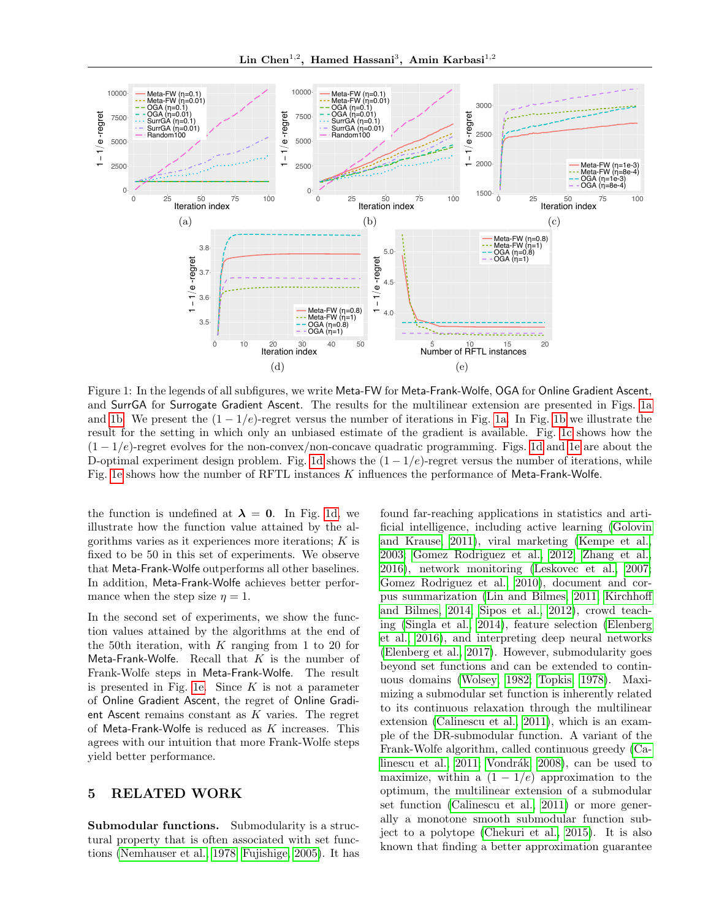Figure 1: In the legends of all subfigures, we write Meta-FW for Meta-Frank-Wolfe, OGA for Online Gradient Ascent, and SurrGA for Surrogate Gradient Ascent. The results for the multilinear extension are presented in Figs. 1a and 1b. We present the $(1-1/e)$-regret versus the number of iterations in Fig. 1a. In Fig. 1b we illustrate the result for the setting in which only an unbiased estimate of the gradient is available. Fig. 1c shows how the $(1-1/e)$-regret evolves for the non-convex/non-concave quadratic programming. Figs. 1d and 1e are about the D-optimal experiment design problem. Fig. 1d shows the $(1-1/e)$-regret versus the number of iterations, while Fig. 1e shows how the number of RFTL instances $K$ influences the performance of Meta-Frank-Wolfe.

the function is undefined at $\boldsymbol{\lambda} = \mathbf{0}$. In Fig. 1d, we illustrate how the function value attained by the algorithms varies as it experiences more iterations; $K$ is fixed to be 50 in this set of experiments. We observe that Meta-Frank-Wolfe outperforms all other baselines. In addition, Meta-Frank-Wolfe achieves better performance when the step size $\eta = 1$.

In the second set of experiments, we show the function values attained by the algorithms at the end of the 50th iteration, with $K$ ranging from 1 to 20 for Meta-Frank-Wolfe. Recall that $K$ is the number of Frank-Wolfe steps in Meta-Frank-Wolfe. The result is presented in Fig. 1e. Since $K$ is not a parameter of Online Gradient Ascent, the regret of Online Gradient Ascent remains constant as $K$ varies. The regret of Meta-Frank-Wolfe is reduced as $K$ increases. This agrees with our intuition that more Frank-Wolfe steps yield better performance.

## 5 RELATED WORK

**Submodular functions.** Submodularity is a structural property that is often associated with set functions (Nemhauser et al., 1978; Fujishige, 2005). It has found far-reaching applications in statistics and artificial intelligence, including active learning (Golovin and Krause, 2011), viral marketing (Kempe et al., 2003; Gomez Rodriguez et al., 2012; Zhang et al., 2016), network monitoring (Leskovec et al., 2007; Gomez Rodriguez et al., 2010), document and corpus summarization (Lin and Bilmes, 2011; Kirchhoff and Bilmes, 2014; Sipos et al., 2012), crowd teaching (Singla et al., 2014), feature selection (Elenberg et al., 2016), and interpreting deep neural networks (Elenberg et al., 2017). However, submodularity goes beyond set functions and can be extended to continuous domains (Wolsey, 1982; Topkis, 1978). Maximizing a submodular set function is inherently related to its continuous relaxation through the multilinear extension (Calinescu et al., 2011), which is an example of the DR-submodular function. A variant of the Frank-Wolfe algorithm, called continuous greedy (Calinescu et al., 2011; Vondrák, 2008), can be used to maximize, within a $(1-1/e)$ approximation to the optimum, the multilinear extension of a submodular set function (Calinescu et al., 2011) or more generally a monotone smooth submodular function subject to a polytope (Chekuri et al., 2015). It is also known that finding a better approximation guarantee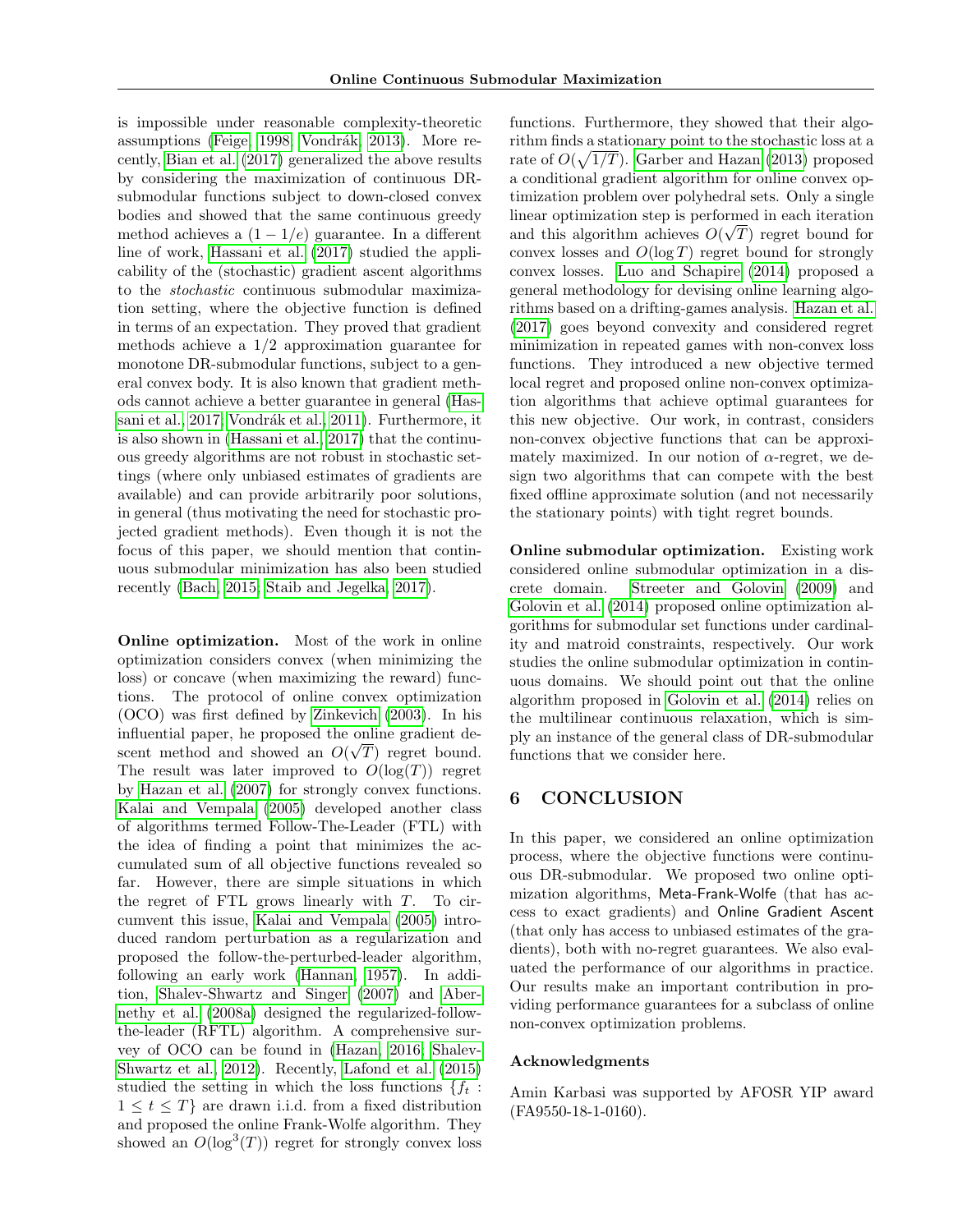is impossible under reasonable complexity-theoretic assumptions (Feige, 1998; Vondrák, 2013). More recently, Bian et al. (2017) generalized the above results by considering the maximization of continuous DR-submodular functions subject to down-closed convex bodies and showed that the same continuous greedy method achieves a $(1 - 1/e)$ guarantee. In a different line of work, Hassani et al. (2017) studied the applicability of the (stochastic) gradient ascent algorithms to the *stochastic* continuous submodular maximization setting, where the objective function is defined in terms of an expectation. They proved that gradient methods achieve a $1/2$ approximation guarantee for monotone DR-submodular functions, subject to a general convex body. It is also known that gradient methods cannot achieve a better guarantee in general (Hassani et al., 2017; Vondrák et al., 2011). Furthermore, it is also shown in (Hassani et al., 2017) that the continuous greedy algorithms are not robust in stochastic settings (where only unbiased estimates of gradients are available) and can provide arbitrarily poor solutions, in general (thus motivating the need for stochastic projected gradient methods). Even though it is not the focus of this paper, we should mention that continuous submodular minimization has also been studied recently (Bach, 2015; Staib and Jegelka, 2017).

**Online optimization.** Most of the work in online optimization considers convex (when minimizing the loss) or concave (when maximizing the reward) functions. The protocol of online convex optimization (OCO) was first defined by Zinkevich (2003). In his influential paper, he proposed the online gradient descent method and showed an $O(\sqrt{T})$ regret bound. The result was later improved to $O(\log(T))$ regret by Hazan et al. (2007) for strongly convex functions. Kalai and Vempala (2005) developed another class of algorithms termed Follow-The-Leader (FTL) with the idea of finding a point that minimizes the accumulated sum of all objective functions revealed so far. However, there are simple situations in which the regret of FTL grows linearly with $T$. To circumvent this issue, Kalai and Vempala (2005) introduced random perturbation as a regularization and proposed the follow-the-perturbed-leader algorithm, following an early work (Hannan, 1957). In addition, Shalev-Shwartz and Singer (2007) and Abernethy et al. (2008a) designed the regularized-follow-the-leader (RFTL) algorithm. A comprehensive survey of OCO can be found in (Hazan, 2016; Shalev-Shwartz et al., 2012). Recently, Lafond et al. (2015) studied the setting in which the loss functions $\{f_t : 1 \leq t \leq T\}$ are drawn i.i.d. from a fixed distribution and proposed the online Frank-Wolfe algorithm. They showed an $O(\log^3(T))$ regret for strongly convex loss functions. Furthermore, they showed that their algorithm finds a stationary point to the stochastic loss at a rate of $O(\sqrt{1/T})$. Garber and Hazan (2013) proposed a conditional gradient algorithm for online convex optimization problem over polyhedral sets. Only a single linear optimization step is performed in each iteration and this algorithm achieves $O(\sqrt{T})$ regret bound for convex losses and $O(\log T)$ regret bound for strongly convex losses. Luo and Schapire (2014) proposed a general methodology for devising online learning algorithms based on a drifting-games analysis. Hazan et al. (2017) goes beyond convexity and considered regret minimization in repeated games with non-convex loss functions. They introduced a new objective termed local regret and proposed online non-convex optimization algorithms that achieve optimal guarantees for this new objective. Our work, in contrast, considers non-convex objective functions that can be approximately maximized. In our notion of $\alpha$-regret, we design two algorithms that can compete with the best fixed offline approximate solution (and not necessarily the stationary points) with tight regret bounds.

**Online submodular optimization.** Existing work considered online submodular optimization in a discrete domain. Streeter and Golovin (2009) and Golovin et al. (2014) proposed online optimization algorithms for submodular set functions under cardinality and matroid constraints, respectively. Our work studies the online submodular optimization in continuous domains. We should point out that the online algorithm proposed in Golovin et al. (2014) relies on the multilinear continuous relaxation, which is simply an instance of the general class of DR-submodular functions that we consider here.

# 6 CONCLUSION

In this paper, we considered an online optimization process, where the objective functions were continuous DR-submodular. We proposed two online optimization algorithms, Meta-Frank-Wolfe (that has access to exact gradients) and Online Gradient Ascent (that only has access to unbiased estimates of the gradients), both with no-regret guarantees. We also evaluated the performance of our algorithms in practice. Our results make an important contribution in providing performance guarantees for a subclass of online non-convex optimization problems.

### Acknowledgments

Amin Karbasi was supported by AFOSR YIP award (FA9550-18-1-0160).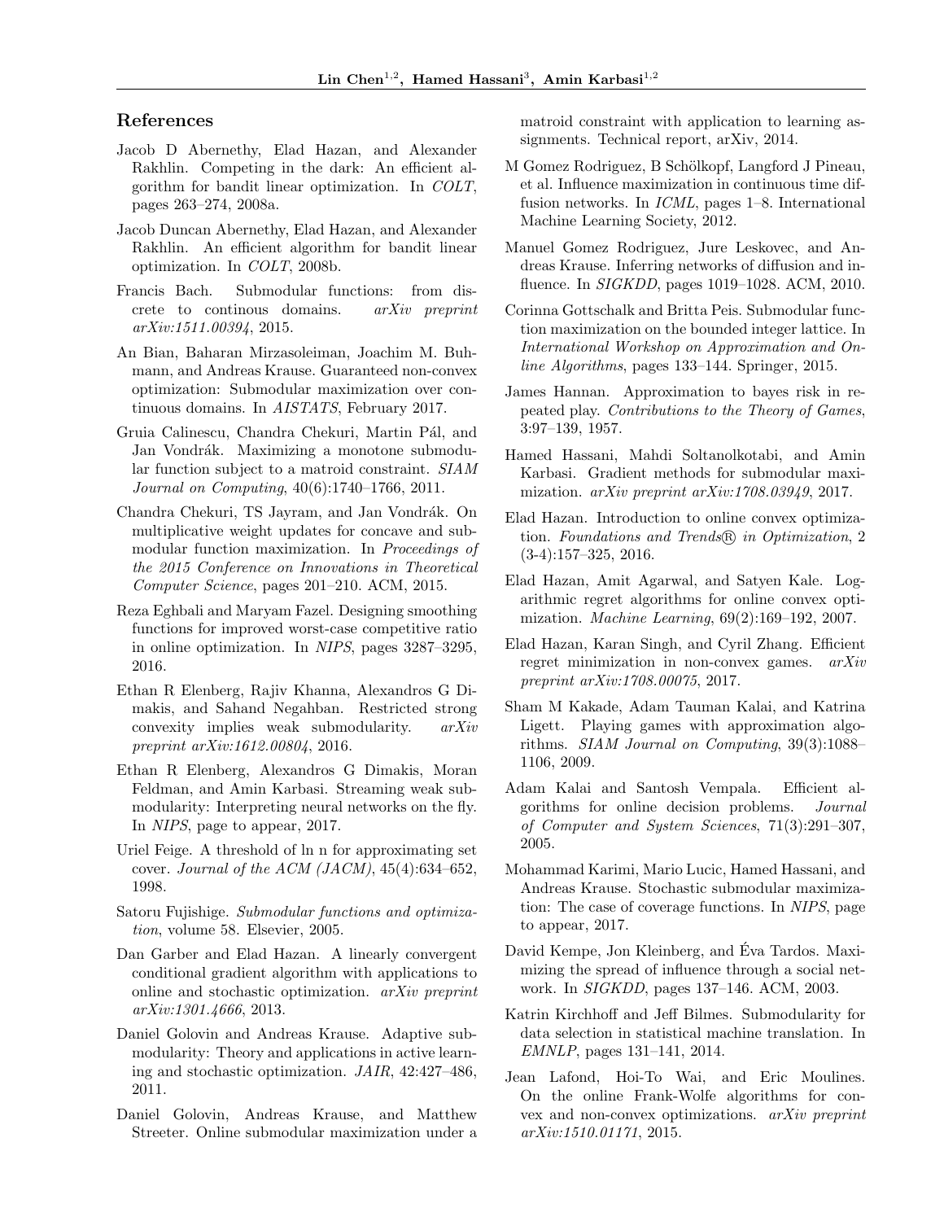## References

Jacob D Abernethy, Elad Hazan, and Alexander Rakhlin. Competing in the dark: An efficient algorithm for bandit linear optimization. In *COLT*, pages 263–274, 2008a.

Jacob Duncan Abernethy, Elad Hazan, and Alexander Rakhlin. An efficient algorithm for bandit linear optimization. In *COLT*, 2008b.

Francis Bach. Submodular functions: from discrete to continous domains. *arXiv preprint arXiv:1511.00394*, 2015.

An Bian, Baharan Mirzasoleiman, Joachim M. Buhmann, and Andreas Krause. Guaranteed non-convex optimization: Submodular maximization over continuous domains. In *AISTATS*, February 2017.

Gruia Calinescu, Chandra Chekuri, Martin Pál, and Jan Vondrák. Maximizing a monotone submodular function subject to a matroid constraint. *SIAM Journal on Computing*, 40(6):1740–1766, 2011.

Chandra Chekuri, TS Jayram, and Jan Vondrák. On multiplicative weight updates for concave and submodular function maximization. In *Proceedings of the 2015 Conference on Innovations in Theoretical Computer Science*, pages 201–210. ACM, 2015.

Reza Eghbali and Maryam Fazel. Designing smoothing functions for improved worst-case competitive ratio in online optimization. In *NIPS*, pages 3287–3295, 2016.

Ethan R Elenberg, Rajiv Khanna, Alexandros G Dimakis, and Sahand Negahban. Restricted strong convexity implies weak submodularity. *arXiv preprint arXiv:1612.00804*, 2016.

Ethan R Elenberg, Alexandros G Dimakis, Moran Feldman, and Amin Karbasi. Streaming weak submodularity: Interpreting neural networks on the fly. In *NIPS*, page to appear, 2017.

Uriel Feige. A threshold of ln n for approximating set cover. *Journal of the ACM (JACM)*, 45(4):634–652, 1998.

Satoru Fujishige. *Submodular functions and optimization*, volume 58. Elsevier, 2005.

Dan Garber and Elad Hazan. A linearly convergent conditional gradient algorithm with applications to online and stochastic optimization. *arXiv preprint arXiv:1301.4666*, 2013.

Daniel Golovin and Andreas Krause. Adaptive submodularity: Theory and applications in active learning and stochastic optimization. *JAIR*, 42:427–486, 2011.

Daniel Golovin, Andreas Krause, and Matthew Streeter. Online submodular maximization under a matroid constraint with application to learning assignments. Technical report, arXiv, 2014.

M Gomez Rodriguez, B Schölkopf, Langford J Pineau, et al. Influence maximization in continuous time diffusion networks. In *ICML*, pages 1–8. International Machine Learning Society, 2012.

Manuel Gomez Rodriguez, Jure Leskovec, and Andreas Krause. Inferring networks of diffusion and influence. In *SIGKDD*, pages 1019–1028. ACM, 2010.

Corinna Gottschalk and Britta Peis. Submodular function maximization on the bounded integer lattice. In *International Workshop on Approximation and Online Algorithms*, pages 133–144. Springer, 2015.

James Hannan. Approximation to bayes risk in repeated play. *Contributions to the Theory of Games*, 3:97–139, 1957.

Hamed Hassani, Mahdi Soltanolkotabi, and Amin Karbasi. Gradient methods for submodular maximization. *arXiv preprint arXiv:1708.03949*, 2017.

Elad Hazan. Introduction to online convex optimization. *Foundations and Trends® in Optimization*, 2 (3-4):157–325, 2016.

Elad Hazan, Amit Agarwal, and Satyen Kale. Logarithmic regret algorithms for online convex optimization. *Machine Learning*, 69(2):169–192, 2007.

Elad Hazan, Karan Singh, and Cyril Zhang. Efficient regret minimization in non-convex games. *arXiv preprint arXiv:1708.00075*, 2017.

Sham M Kakade, Adam Tauman Kalai, and Katrina Ligett. Playing games with approximation algorithms. *SIAM Journal on Computing*, 39(3):1088–1106, 2009.

Adam Kalai and Santosh Vempala. Efficient algorithms for online decision problems. *Journal of Computer and System Sciences*, 71(3):291–307, 2005.

Mohammad Karimi, Mario Lucic, Hamed Hassani, and Andreas Krause. Stochastic submodular maximization: The case of coverage functions. In *NIPS*, page to appear, 2017.

David Kempe, Jon Kleinberg, and Éva Tardos. Maximizing the spread of influence through a social network. In *SIGKDD*, pages 137–146. ACM, 2003.

Katrin Kirchhoff and Jeff Bilmes. Submodularity for data selection in statistical machine translation. In *EMNLP*, pages 131–141, 2014.

Jean Lafond, Hoi-To Wai, and Eric Moulines. On the online Frank-Wolfe algorithms for convex and non-convex optimizations. *arXiv preprint arXiv:1510.01171*, 2015.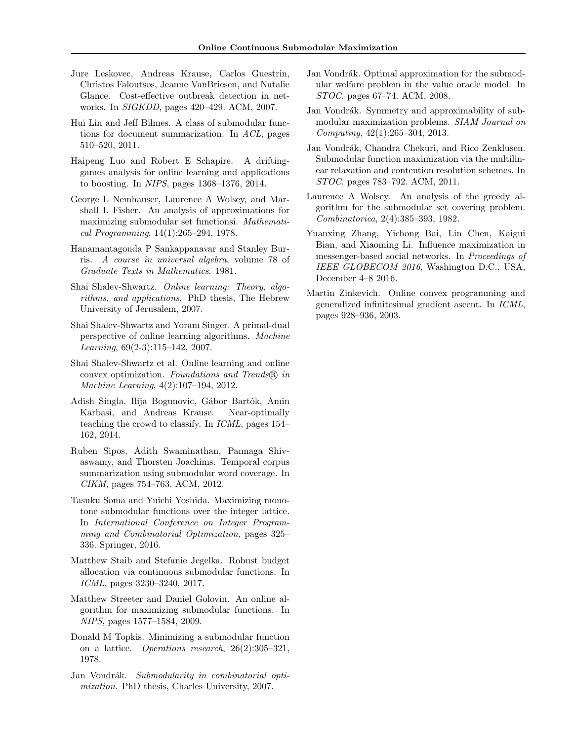Jure Leskovec, Andreas Krause, Carlos Guestrin, Christos Faloutsos, Jeanne VanBriesen, and Natalie Glance. Cost-effective outbreak detection in networks. In *SIGKDD*, pages 420–429. ACM, 2007.

Hui Lin and Jeff Bilmes. A class of submodular functions for document summarization. In *ACL*, pages 510–520, 2011.

Haipeng Luo and Robert E Schapire. A drifting-games analysis for online learning and applications to boosting. In *NIPS*, pages 1368–1376, 2014.

George L Nemhauser, Laurence A Wolsey, and Marshall L Fisher. An analysis of approximations for maximizing submodular set functionsi. *Mathematical Programming*, 14(1):265–294, 1978.

Hanamantagouda P Sankappanavar and Stanley Burris. *A course in universal algebra*, volume 78 of *Graduate Texts in Mathematics*. 1981.

Shai Shalev-Shwartz. *Online learning: Theory, algorithms, and applications*. PhD thesis, The Hebrew University of Jerusalem, 2007.

Shai Shalev-Shwartz and Yoram Singer. A primal-dual perspective of online learning algorithms. *Machine Learning*, 69(2-3):115–142, 2007.

Shai Shalev-Shwartz et al. Online learning and online convex optimization. *Foundations and Trends® in Machine Learning*, 4(2):107–194, 2012.

Adish Singla, Ilija Bogunovic, Gábor Bartók, Amin Karbasi, and Andreas Krause. Near-optimally teaching the crowd to classify. In *ICML*, pages 154–162, 2014.

Ruben Sipos, Adith Swaminathan, Pannaga Shivaswamy, and Thorsten Joachims. Temporal corpus summarization using submodular word coverage. In *CIKM*, pages 754–763. ACM, 2012.

Tasuku Soma and Yuichi Yoshida. Maximizing monotone submodular functions over the integer lattice. In *International Conference on Integer Programming and Combinatorial Optimization*, pages 325–336. Springer, 2016.

Matthew Staib and Stefanie Jegelka. Robust budget allocation via continuous submodular functions. In *ICML*, pages 3230–3240, 2017.

Matthew Streeter and Daniel Golovin. An online algorithm for maximizing submodular functions. In *NIPS*, pages 1577–1584, 2009.

Donald M Topkis. Minimizing a submodular function on a lattice. *Operations research*, 26(2):305–321, 1978.

Jan Vondrák. *Submodularity in combinatorial optimization*. PhD thesis, Charles University, 2007.

Jan Vondrák. Optimal approximation for the submodular welfare problem in the value oracle model. In *STOC*, pages 67–74. ACM, 2008.

Jan Vondrák. Symmetry and approximability of submodular maximization problems. *SIAM Journal on Computing*, 42(1):265–304, 2013.

Jan Vondrák, Chandra Chekuri, and Rico Zenklusen. Submodular function maximization via the multilinear relaxation and contention resolution schemes. In *STOC*, pages 783–792. ACM, 2011.

Laurence A Wolsey. An analysis of the greedy algorithm for the submodular set covering problem. *Combinatorica*, 2(4):385–393, 1982.

Yuanxing Zhang, Yichong Bai, Lin Chen, Kaigui Bian, and Xiaoming Li. Influence maximization in messenger-based social networks. In *Proceedings of IEEE GLOBECOM 2016*, Washington D.C., USA, December 4–8 2016.

Martin Zinkevich. Online convex programming and generalized infinitesimal gradient ascent. In *ICML*, pages 928–936, 2003.